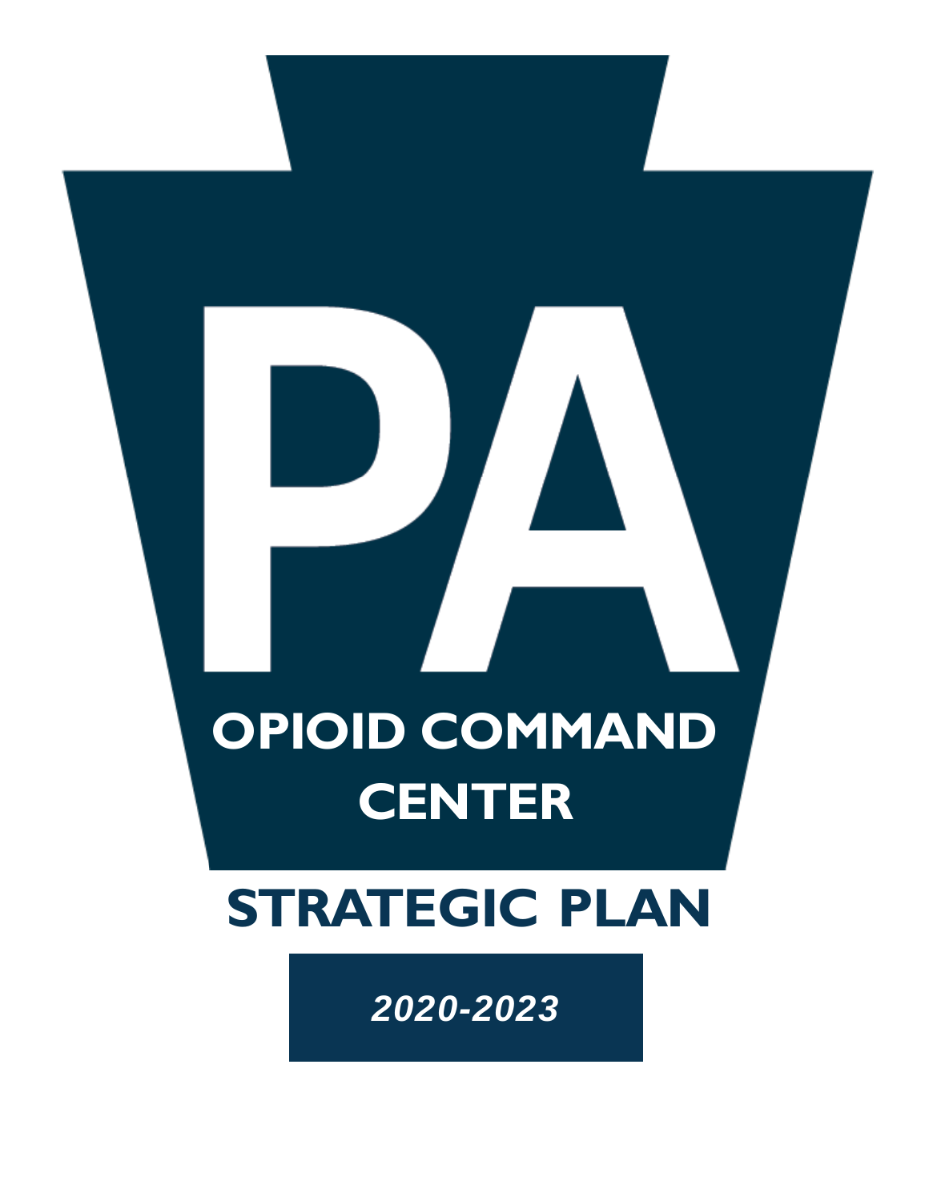# PA

## OPIOID COMMAND CENTER

# STRATEGIC PLAN

*2020-2023*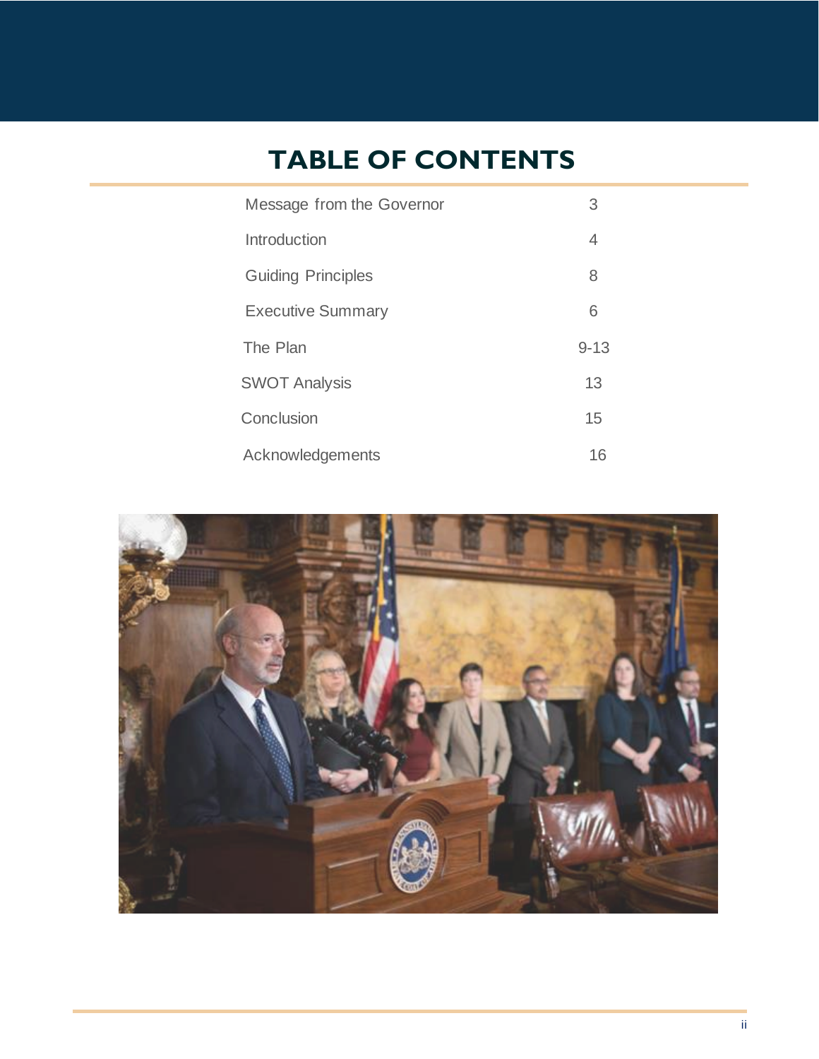# TABLE OF CONTENTS

| | |
|---|---|
| Message from the Governor | 3 |
| Introduction | 4 |
| Guiding Principles | 8 |
| Executive Summary | 6 |
| The Plan | 9-13 |
| SWOT Analysis | 13 |
| Conclusion | 15 |
| Acknowledgements | 16 |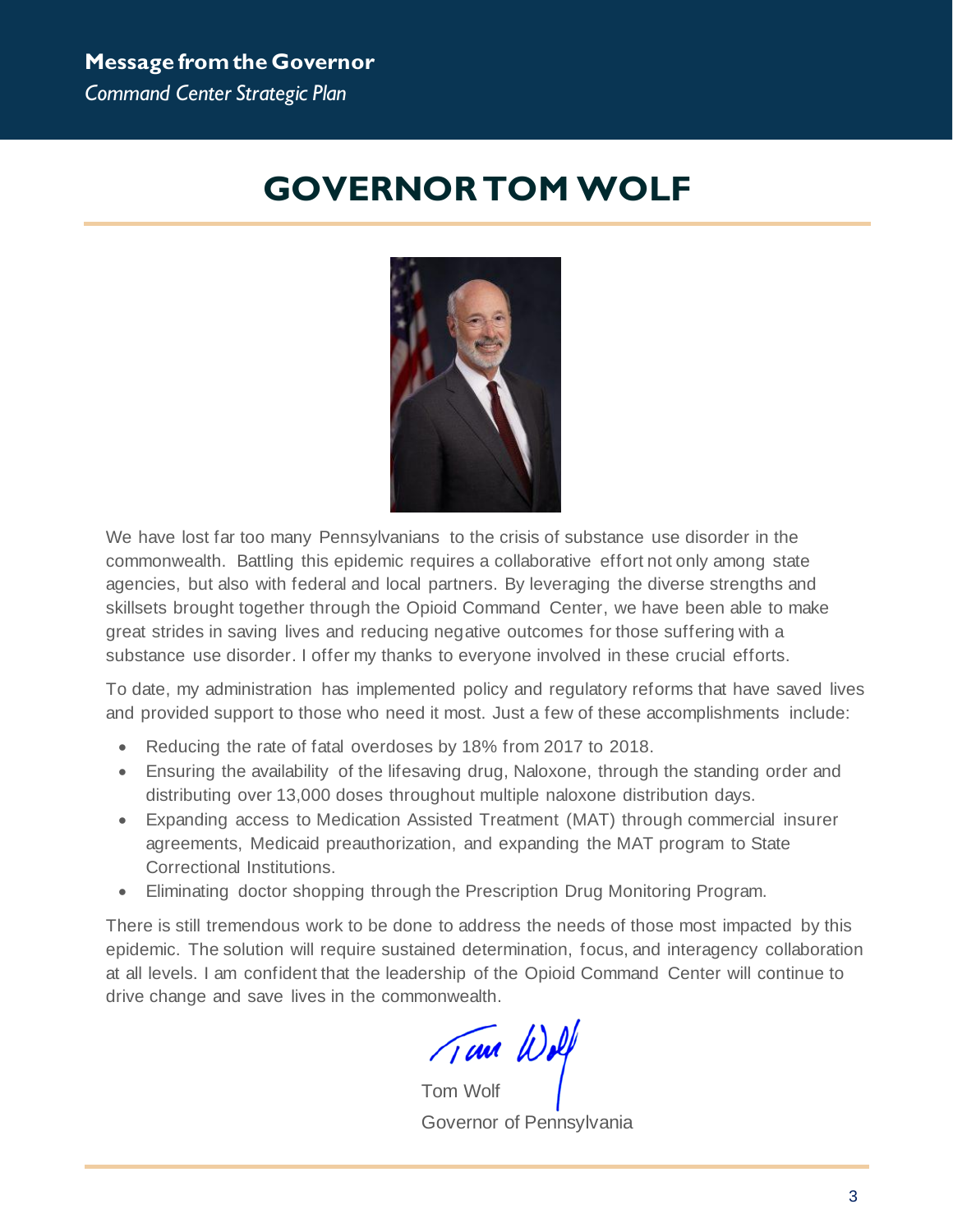# GOVERNOR TOM WOLF

We have lost far too many Pennsylvanians to the crisis of substance use disorder in the commonwealth. Battling this epidemic requires a collaborative effort not only among state agencies, but also with federal and local partners. By leveraging the diverse strengths and skillsets brought together through the Opioid Command Center, we have been able to make great strides in saving lives and reducing negative outcomes for those suffering with a substance use disorder. I offer my thanks to everyone involved in these crucial efforts.

To date, my administration has implemented policy and regulatory reforms that have saved lives and provided support to those who need it most. Just a few of these accomplishments include:

- Reducing the rate of fatal overdoses by 18% from 2017 to 2018.
- Ensuring the availability of the lifesaving drug, Naloxone, through the standing order and distributing over 13,000 doses throughout multiple naloxone distribution days.
- Expanding access to Medication Assisted Treatment (MAT) through commercial insurer agreements, Medicaid preauthorization, and expanding the MAT program to State Correctional Institutions.
- Eliminating doctor shopping through the Prescription Drug Monitoring Program.

There is still tremendous work to be done to address the needs of those most impacted by this epidemic. The solution will require sustained determination, focus, and interagency collaboration at all levels. I am confident that the leadership of the Opioid Command Center will continue to drive change and save lives in the commonwealth.

Tom Wolf
Governor of Pennsylvania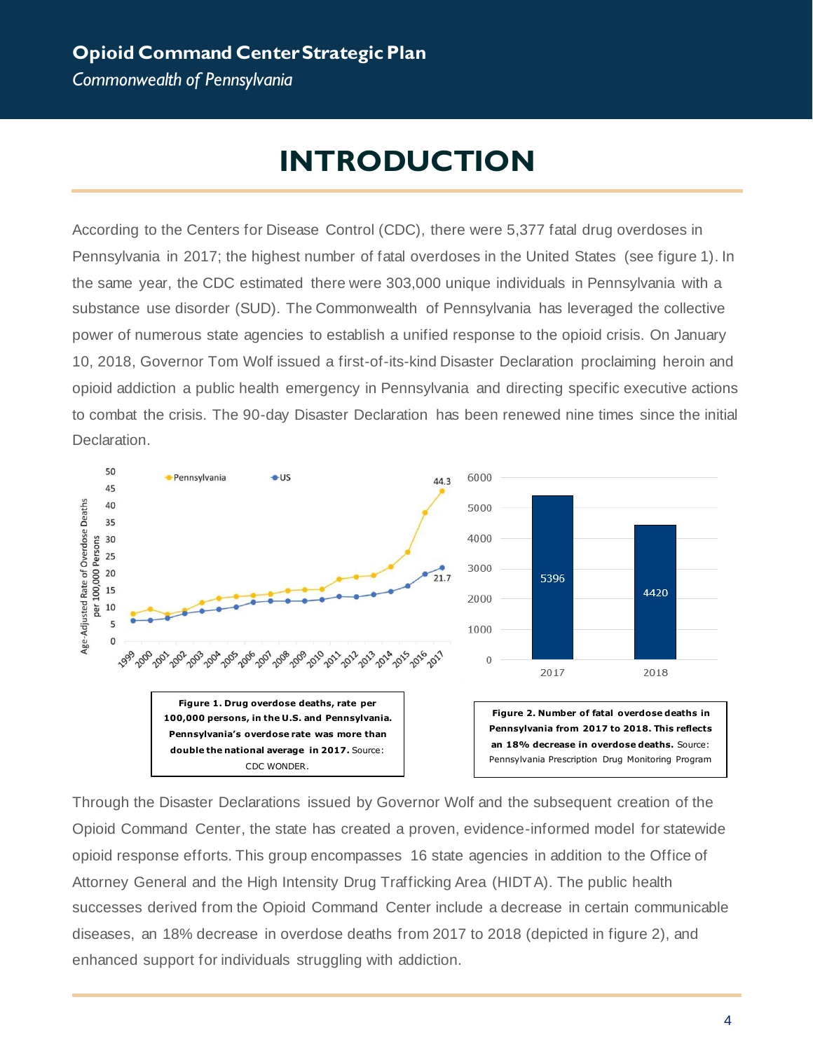# INTRODUCTION

According to the Centers for Disease Control (CDC), there were 5,377 fatal drug overdoses in Pennsylvania in 2017; the highest number of fatal overdoses in the United States (see figure 1). In the same year, the CDC estimated there were 303,000 unique individuals in Pennsylvania with a substance use disorder (SUD). The Commonwealth of Pennsylvania has leveraged the collective power of numerous state agencies to establish a unified response to the opioid crisis. On January 10, 2018, Governor Tom Wolf issued a first-of-its-kind Disaster Declaration proclaiming heroin and opioid addiction a public health emergency in Pennsylvania and directing specific executive actions to combat the crisis. The 90-day Disaster Declaration has been renewed nine times since the initial Declaration.

**Figure 1. Drug overdose deaths, rate per 100,000 persons, in the U.S. and Pennsylvania. Pennsylvania's overdose rate was more than double the national average in 2017.** Source: CDC WONDER.

**Figure 2. Number of fatal overdose deaths in Pennsylvania from 2017 to 2018. This reflects an 18% decrease in overdose deaths.** Source: Pennsylvania Prescription Drug Monitoring Program

Through the Disaster Declarations issued by Governor Wolf and the subsequent creation of the Opioid Command Center, the state has created a proven, evidence-informed model for statewide opioid response efforts. This group encompasses 16 state agencies in addition to the Office of Attorney General and the High Intensity Drug Trafficking Area (HIDTA). The public health successes derived from the Opioid Command Center include a decrease in certain communicable diseases, an 18% decrease in overdose deaths from 2017 to 2018 (depicted in figure 2), and enhanced support for individuals struggling with addiction.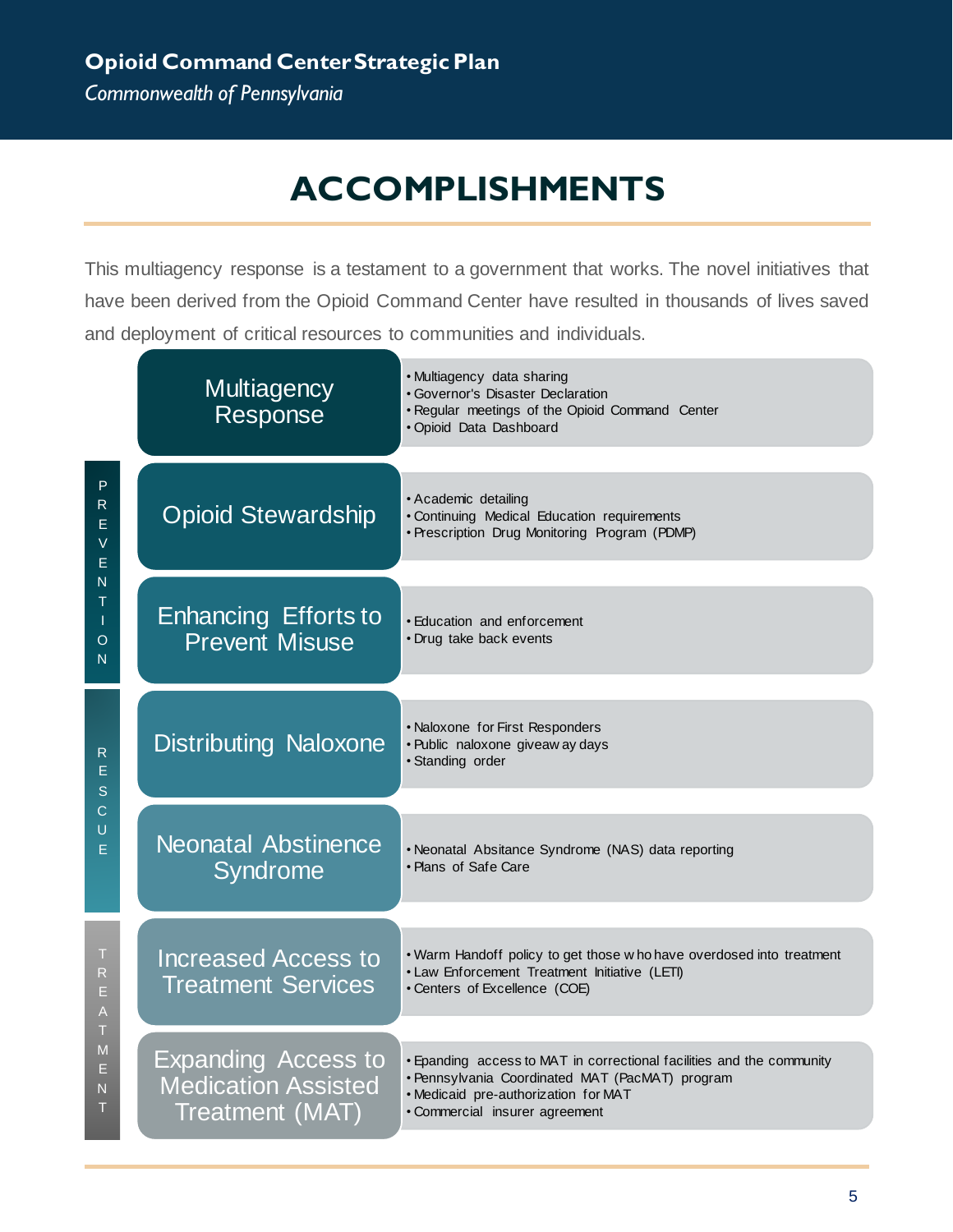# ACCOMPLISHMENTS

This multiagency response is a testament to a government that works. The novel initiatives that have been derived from the Opioid Command Center have resulted in thousands of lives saved and deployment of critical resources to communities and individuals.

### Multiagency Response

- Multiagency data sharing
- Governor's Disaster Declaration
- Regular meetings of the Opioid Command Center
- Opioid Data Dashboard

## PREVENTION

### Opioid Stewardship

- Academic detailing
- Continuing Medical Education requirements
- Prescription Drug Monitoring Program (PDMP)

### Enhancing Efforts to Prevent Misuse

- Education and enforcement
- Drug take back events

## RESCUE

### Distributing Naloxone

- Naloxone for First Responders
- Public naloxone giveaway days
- Standing order

### Neonatal Abstinence Syndrome

- Neonatal Absitance Syndrome (NAS) data reporting
- Plans of Safe Care

## TREATMENT

### Increased Access to Treatment Services

- Warm Handoff policy to get those who have overdosed into treatment
- Law Enforcement Treatment Initiative (LETI)
- Centers of Excellence (COE)

### Expanding Access to Medication Assisted Treatment (MAT)

- Epanding access to MAT in correctional facilities and the community
- Pennsylvania Coordinated MAT (PacMAT) program
- Medicaid pre-authorization for MAT
- Commercial insurer agreement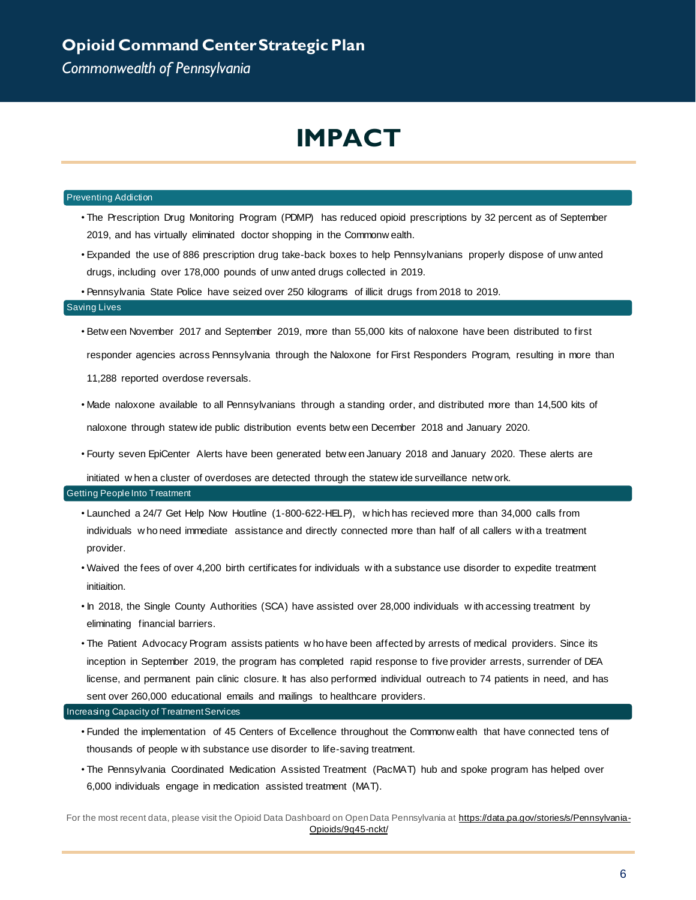# IMPACT

## Preventing Addiction

- The Prescription Drug Monitoring Program (PDMP) has reduced opioid prescriptions by 32 percent as of September 2019, and has virtually eliminated doctor shopping in the Commonwealth.
- Expanded the use of 886 prescription drug take-back boxes to help Pennsylvanians properly dispose of unwanted drugs, including over 178,000 pounds of unwanted drugs collected in 2019.
- Pennsylvania State Police have seized over 250 kilograms of illicit drugs from 2018 to 2019.

## Saving Lives

- Between November 2017 and September 2019, more than 55,000 kits of naloxone have been distributed to first responder agencies across Pennsylvania through the Naloxone for First Responders Program, resulting in more than 11,288 reported overdose reversals.
- Made naloxone available to all Pennsylvanians through a standing order, and distributed more than 14,500 kits of naloxone through statewide public distribution events between December 2018 and January 2020.
- Fourty seven EpiCenter Alerts have been generated between January 2018 and January 2020. These alerts are initiated when a cluster of overdoses are detected through the statewide surveillance network.

## Getting People Into Treatment

- Launched a 24/7 Get Help Now Houtline (1-800-622-HELP), which has recieved more than 34,000 calls from individuals who need immediate assistance and directly connected more than half of all callers with a treatment provider.
- Waived the fees of over 4,200 birth certificates for individuals with a substance use disorder to expedite treatment initiaition.
- In 2018, the Single County Authorities (SCA) have assisted over 28,000 individuals with accessing treatment by eliminating financial barriers.
- The Patient Advocacy Program assists patients who have been affected by arrests of medical providers. Since its inception in September 2019, the program has completed rapid response to five provider arrests, surrender of DEA license, and permanent pain clinic closure. It has also performed individual outreach to 74 patients in need, and has sent over 260,000 educational emails and mailings to healthcare providers.

## Increasing Capacity of Treatment Services

- Funded the implementation of 45 Centers of Excellence throughout the Commonwealth that have connected tens of thousands of people with substance use disorder to life-saving treatment.
- The Pennsylvania Coordinated Medication Assisted Treatment (PacMAT) hub and spoke program has helped over 6,000 individuals engage in medication assisted treatment (MAT).

For the most recent data, please visit the Opioid Data Dashboard on Open Data Pennsylvania at https://data.pa.gov/stories/s/Pennsylvania-Opioids/9q45-nckt/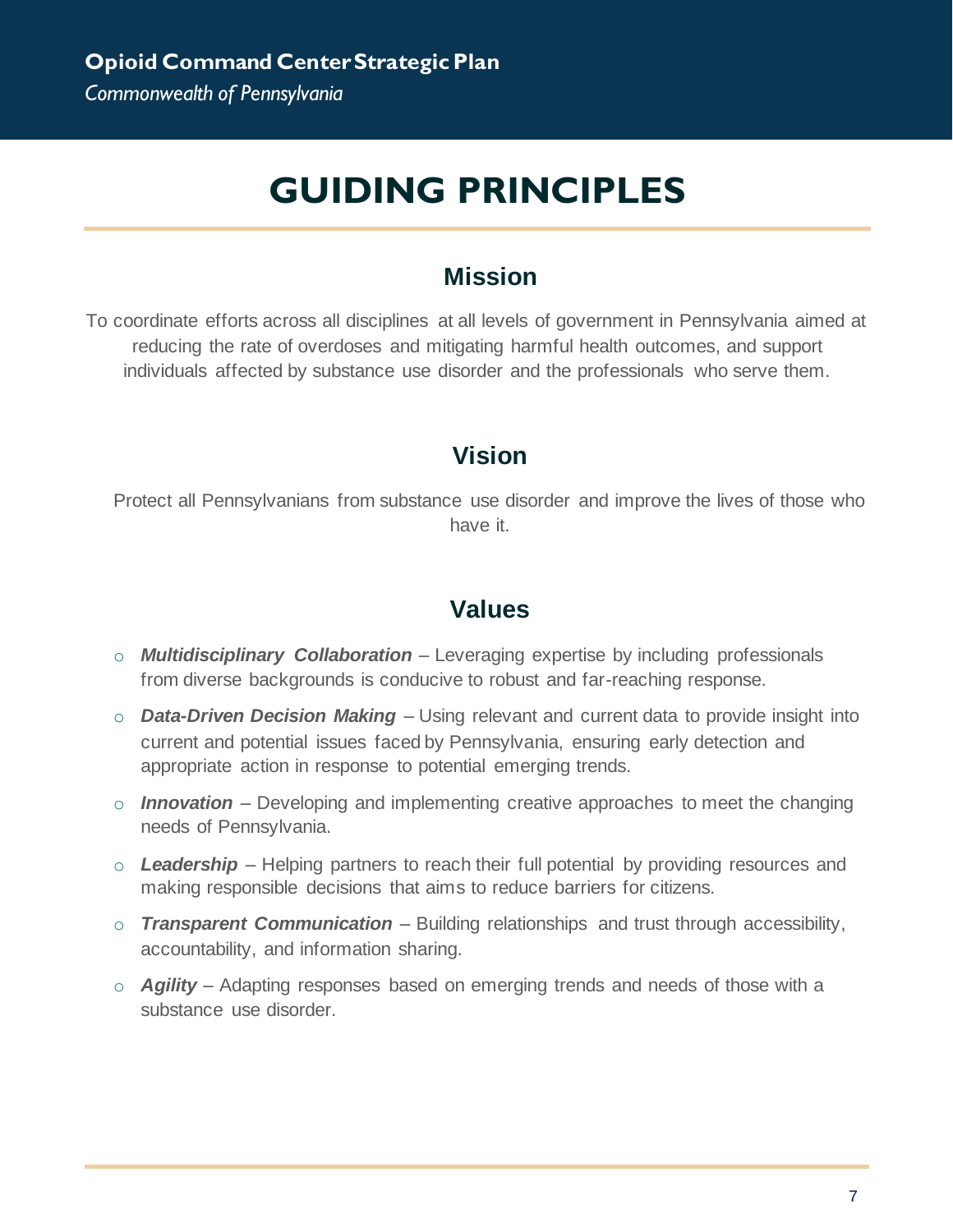# GUIDING PRINCIPLES

## Mission

To coordinate efforts across all disciplines at all levels of government in Pennsylvania aimed at reducing the rate of overdoses and mitigating harmful health outcomes, and support individuals affected by substance use disorder and the professionals who serve them.

## Vision

Protect all Pennsylvanians from substance use disorder and improve the lives of those who have it.

## Values

- ***Multidisciplinary Collaboration*** – Leveraging expertise by including professionals from diverse backgrounds is conducive to robust and far-reaching response.
- ***Data-Driven Decision Making*** – Using relevant and current data to provide insight into current and potential issues faced by Pennsylvania, ensuring early detection and appropriate action in response to potential emerging trends.
- ***Innovation*** – Developing and implementing creative approaches to meet the changing needs of Pennsylvania.
- ***Leadership*** – Helping partners to reach their full potential by providing resources and making responsible decisions that aims to reduce barriers for citizens.
- ***Transparent Communication*** – Building relationships and trust through accessibility, accountability, and information sharing.
- ***Agility*** – Adapting responses based on emerging trends and needs of those with a substance use disorder.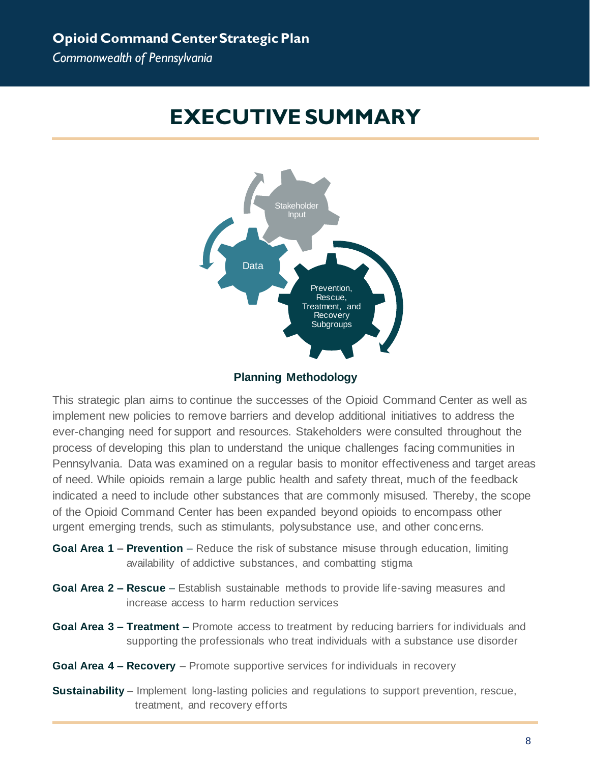# EXECUTIVE SUMMARY

Stakeholder Input

Data

Prevention, Rescue, Treatment, and Recovery Subgroups

**Planning Methodology**

This strategic plan aims to continue the successes of the Opioid Command Center as well as implement new policies to remove barriers and develop additional initiatives to address the ever-changing need for support and resources. Stakeholders were consulted throughout the process of developing this plan to understand the unique challenges facing communities in Pennsylvania. Data was examined on a regular basis to monitor effectiveness and target areas of need. While opioids remain a large public health and safety threat, much of the feedback indicated a need to include other substances that are commonly misused. Thereby, the scope of the Opioid Command Center has been expanded beyond opioids to encompass other urgent emerging trends, such as stimulants, polysubstance use, and other concerns.

**Goal Area 1 – Prevention** – Reduce the risk of substance misuse through education, limiting availability of addictive substances, and combatting stigma

**Goal Area 2 – Rescue** – Establish sustainable methods to provide life-saving measures and increase access to harm reduction services

**Goal Area 3 – Treatment** – Promote access to treatment by reducing barriers for individuals and supporting the professionals who treat individuals with a substance use disorder

**Goal Area 4 – Recovery** – Promote supportive services for individuals in recovery

**Sustainability** – Implement long-lasting policies and regulations to support prevention, rescue, treatment, and recovery efforts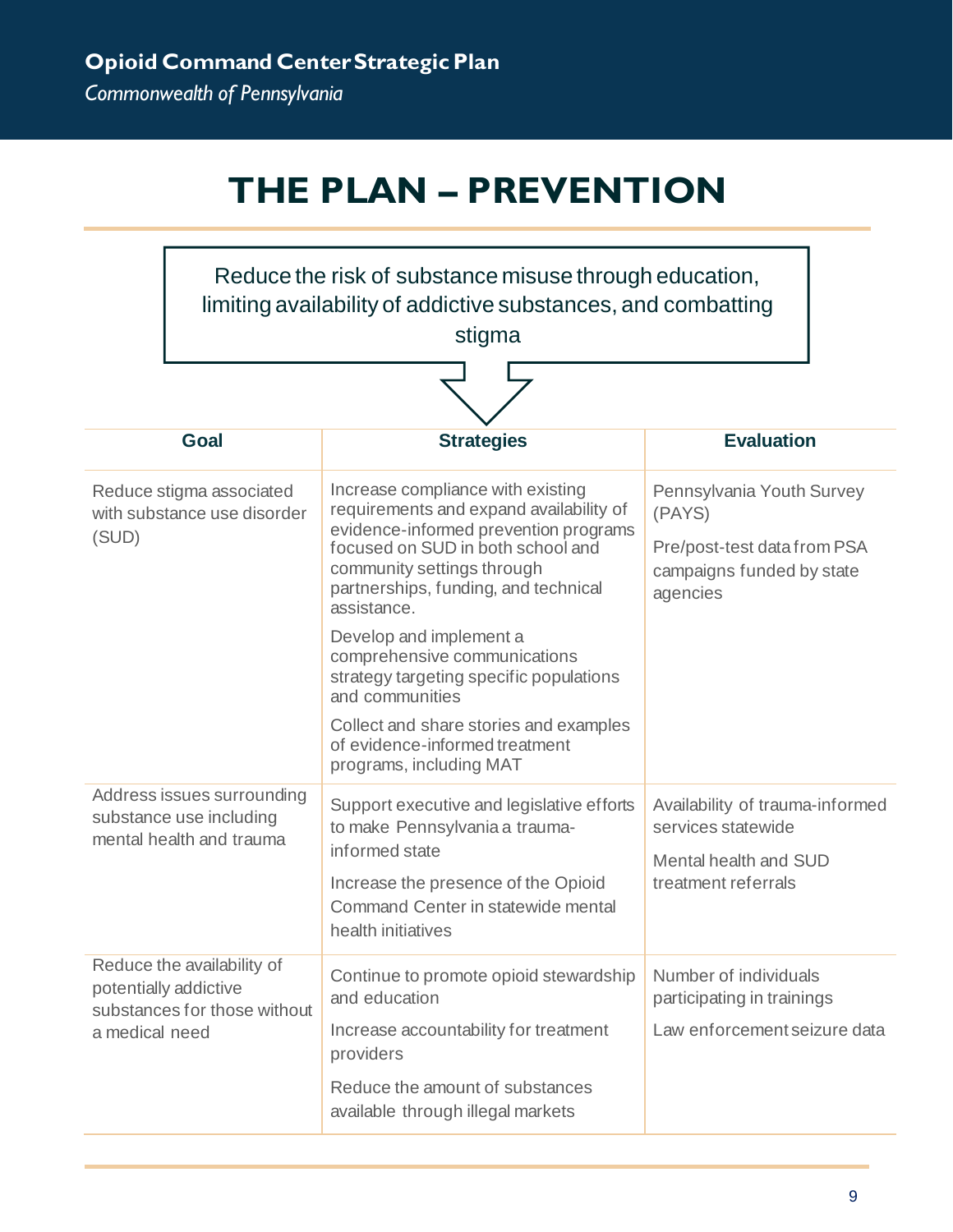# THE PLAN – PREVENTION

Reduce the risk of substance misuse through education, limiting availability of addictive substances, and combatting stigma

| Goal | Strategies | Evaluation |
| --- | --- | --- |
| Reduce stigma associated with substance use disorder (SUD) | Increase compliance with existing requirements and expand availability of evidence-informed prevention programs focused on SUD in both school and community settings through partnerships, funding, and technical assistance.<br><br>Develop and implement a comprehensive communications strategy targeting specific populations and communities<br><br>Collect and share stories and examples of evidence-informed treatment programs, including MAT | Pennsylvania Youth Survey (PAYS)<br><br>Pre/post-test data from PSA campaigns funded by state agencies |
| Address issues surrounding substance use including mental health and trauma | Support executive and legislative efforts to make Pennsylvania a trauma-informed state<br><br>Increase the presence of the Opioid Command Center in statewide mental health initiatives | Availability of trauma-informed services statewide<br><br>Mental health and SUD treatment referrals |
| Reduce the availability of potentially addictive substances for those without a medical need | Continue to promote opioid stewardship and education<br><br>Increase accountability for treatment providers<br><br>Reduce the amount of substances available through illegal markets | Number of individuals participating in trainings<br><br>Law enforcement seizure data |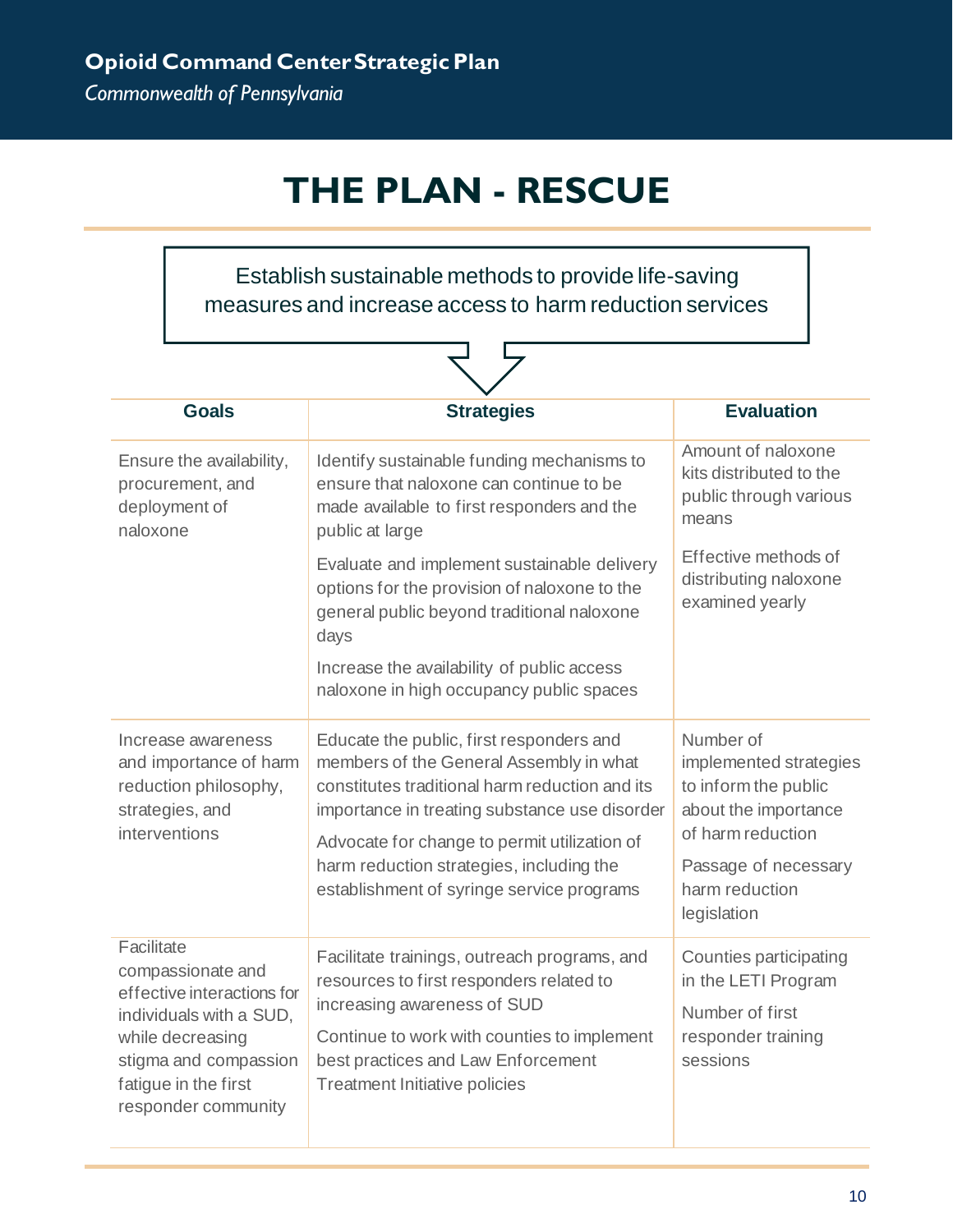# THE PLAN - RESCUE

Establish sustainable methods to provide life-saving measures and increase access to harm reduction services

| Goals | Strategies | Evaluation |
|---|---|---|
| Ensure the availability, procurement, and deployment of naloxone | Identify sustainable funding mechanisms to ensure that naloxone can continue to be made available to first responders and the public at large<br><br>Evaluate and implement sustainable delivery options for the provision of naloxone to the general public beyond traditional naloxone days<br><br>Increase the availability of public access naloxone in high occupancy public spaces | Amount of naloxone kits distributed to the public through various means<br><br>Effective methods of distributing naloxone examined yearly |
| Increase awareness and importance of harm reduction philosophy, strategies, and interventions | Educate the public, first responders and members of the General Assembly in what constitutes traditional harm reduction and its importance in treating substance use disorder<br><br>Advocate for change to permit utilization of harm reduction strategies, including the establishment of syringe service programs | Number of implemented strategies to inform the public about the importance of harm reduction<br><br>Passage of necessary harm reduction legislation |
| Facilitate compassionate and effective interactions for individuals with a SUD, while decreasing stigma and compassion fatigue in the first responder community | Facilitate trainings, outreach programs, and resources to first responders related to increasing awareness of SUD<br><br>Continue to work with counties to implement best practices and Law Enforcement Treatment Initiative policies | Counties participating in the LETI Program<br><br>Number of first responder training sessions |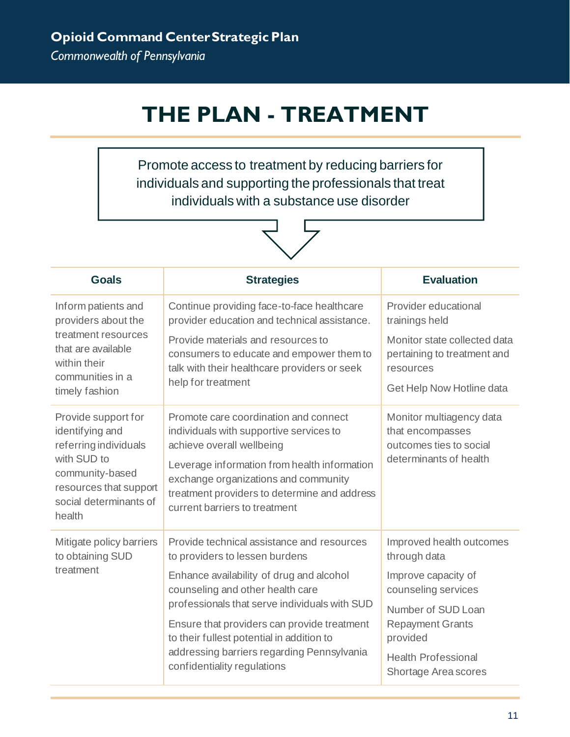# THE PLAN - TREATMENT

Promote access to treatment by reducing barriers for individuals and supporting the professionals that treat individuals with a substance use disorder

| Goals | Strategies | Evaluation |
| --- | --- | --- |
| Inform patients and providers about the treatment resources that are available within their communities in a timely fashion | Continue providing face-to-face healthcare provider education and technical assistance.<br><br>Provide materials and resources to consumers to educate and empower them to talk with their healthcare providers or seek help for treatment | Provider educational trainings held<br><br>Monitor state collected data pertaining to treatment and resources<br><br>Get Help Now Hotline data |
| Provide support for identifying and referring individuals with SUD to community-based resources that support social determinants of health | Promote care coordination and connect individuals with supportive services to achieve overall wellbeing<br><br>Leverage information from health information exchange organizations and community treatment providers to determine and address current barriers to treatment | Monitor multiagency data that encompasses outcomes ties to social determinants of health |
| Mitigate policy barriers to obtaining SUD treatment | Provide technical assistance and resources to providers to lessen burdens<br><br>Enhance availability of drug and alcohol counseling and other health care professionals that serve individuals with SUD<br><br>Ensure that providers can provide treatment to their fullest potential in addition to addressing barriers regarding Pennsylvania confidentiality regulations | Improved health outcomes through data<br><br>Improve capacity of counseling services<br><br>Number of SUD Loan Repayment Grants provided<br><br>Health Professional Shortage Area scores |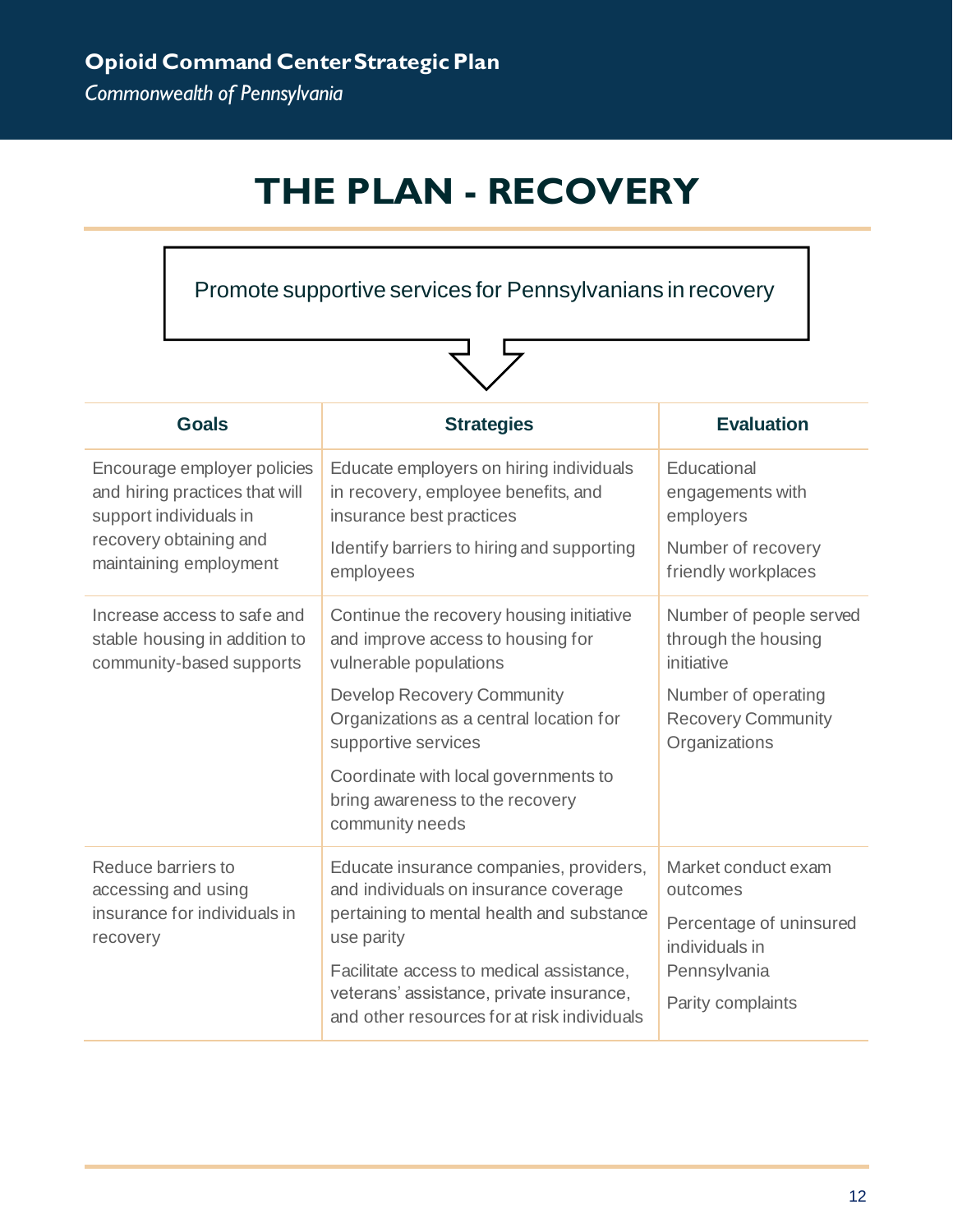# THE PLAN - RECOVERY

Promote supportive services for Pennsylvanians in recovery

| Goals | Strategies | Evaluation |
| --- | --- | --- |
| Encourage employer policies and hiring practices that will support individuals in recovery obtaining and maintaining employment | Educate employers on hiring individuals in recovery, employee benefits, and insurance best practices<br><br>Identify barriers to hiring and supporting employees | Educational engagements with employers<br><br>Number of recovery friendly workplaces |
| Increase access to safe and stable housing in addition to community-based supports | Continue the recovery housing initiative and improve access to housing for vulnerable populations<br><br>Develop Recovery Community Organizations as a central location for supportive services<br><br>Coordinate with local governments to bring awareness to the recovery community needs | Number of people served through the housing initiative<br><br>Number of operating Recovery Community Organizations |
| Reduce barriers to accessing and using insurance for individuals in recovery | Educate insurance companies, providers, and individuals on insurance coverage pertaining to mental health and substance use parity<br><br>Facilitate access to medical assistance, veterans' assistance, private insurance, and other resources for at risk individuals | Market conduct exam outcomes<br><br>Percentage of uninsured individuals in Pennsylvania<br><br>Parity complaints |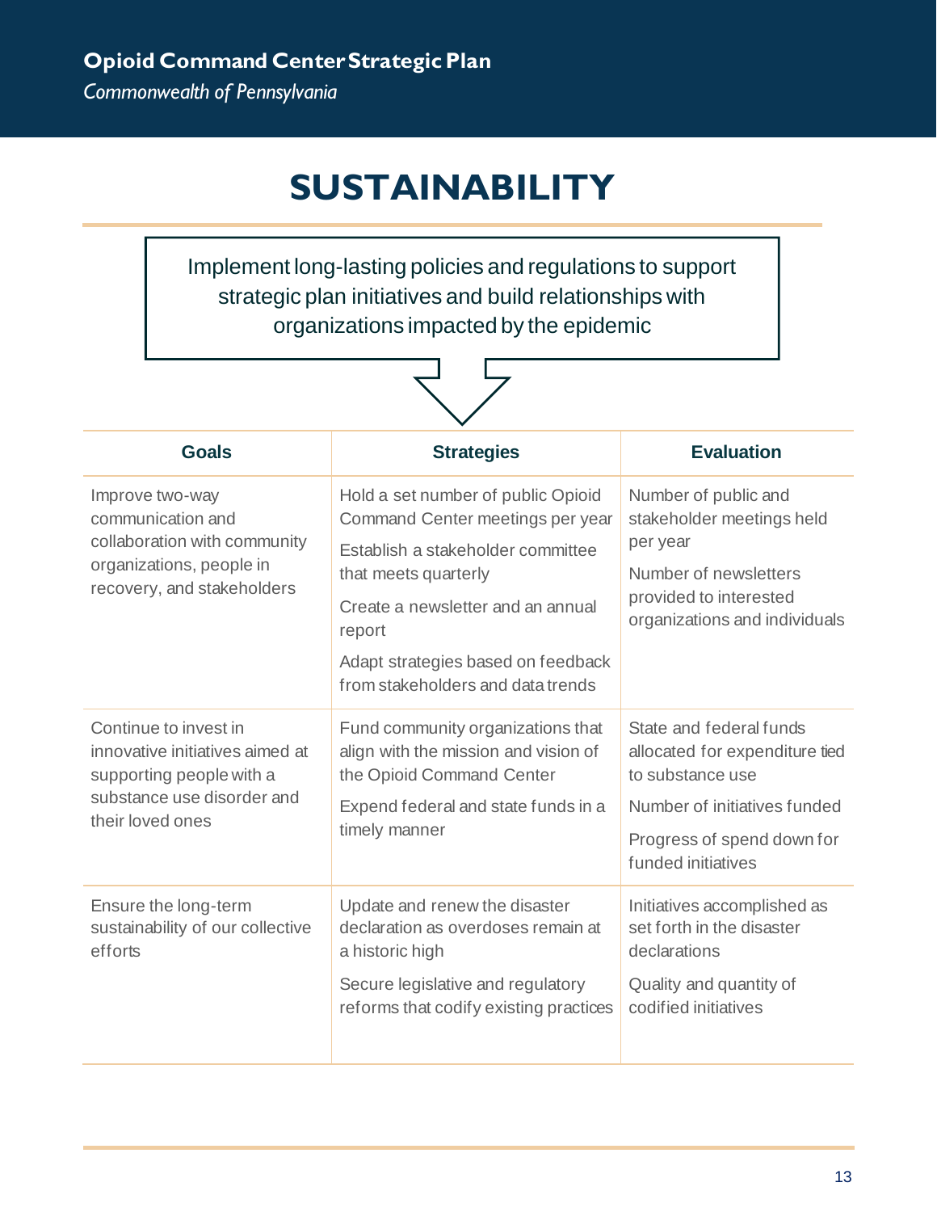# SUSTAINABILITY

Implement long-lasting policies and regulations to support strategic plan initiatives and build relationships with organizations impacted by the epidemic

| Goals | Strategies | Evaluation |
| --- | --- | --- |
| Improve two-way communication and collaboration with community organizations, people in recovery, and stakeholders | Hold a set number of public Opioid Command Center meetings per year<br>Establish a stakeholder committee that meets quarterly<br>Create a newsletter and an annual report<br>Adapt strategies based on feedback from stakeholders and data trends | Number of public and stakeholder meetings held per year<br>Number of newsletters provided to interested organizations and individuals |
| Continue to invest in innovative initiatives aimed at supporting people with a substance use disorder and their loved ones | Fund community organizations that align with the mission and vision of the Opioid Command Center<br>Expend federal and state funds in a timely manner | State and federal funds allocated for expenditure tied to substance use<br>Number of initiatives funded<br>Progress of spend down for funded initiatives |
| Ensure the long-term sustainability of our collective efforts | Update and renew the disaster declaration as overdoses remain at a historic high<br>Secure legislative and regulatory reforms that codify existing practices | Initiatives accomplished as set forth in the disaster declarations<br>Quality and quantity of codified initiatives |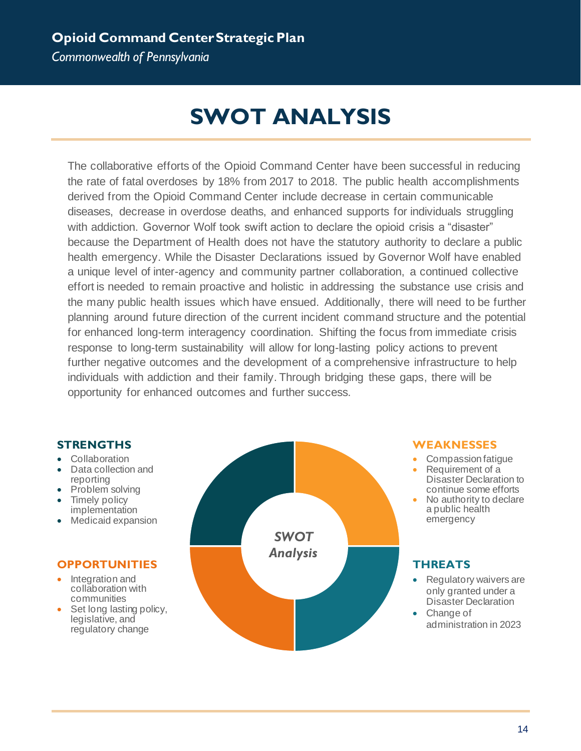# SWOT ANALYSIS

The collaborative efforts of the Opioid Command Center have been successful in reducing the rate of fatal overdoses by 18% from 2017 to 2018. The public health accomplishments derived from the Opioid Command Center include decrease in certain communicable diseases, decrease in overdose deaths, and enhanced supports for individuals struggling with addiction. Governor Wolf took swift action to declare the opioid crisis a "disaster" because the Department of Health does not have the statutory authority to declare a public health emergency. While the Disaster Declarations issued by Governor Wolf have enabled a unique level of inter-agency and community partner collaboration, a continued collective effort is needed to remain proactive and holistic in addressing the substance use crisis and the many public health issues which have ensued. Additionally, there will need to be further planning around future direction of the current incident command structure and the potential for enhanced long-term interagency coordination. Shifting the focus from immediate crisis response to long-term sustainability will allow for long-lasting policy actions to prevent further negative outcomes and the development of a comprehensive infrastructure to help individuals with addiction and their family. Through bridging these gaps, there will be opportunity for enhanced outcomes and further success.

*SWOT Analysis*

## STRENGTHS

- Collaboration
- Data collection and reporting
- Problem solving
- Timely policy implementation
- Medicaid expansion

## WEAKNESSES

- Compassion fatigue
- Requirement of a Disaster Declaration to continue some efforts
- No authority to declare a public health emergency

## OPPORTUNITIES

- Integration and collaboration with communities
- Set long lasting policy, legislative, and regulatory change

## THREATS

- Regulatory waivers are only granted under a Disaster Declaration
- Change of administration in 2023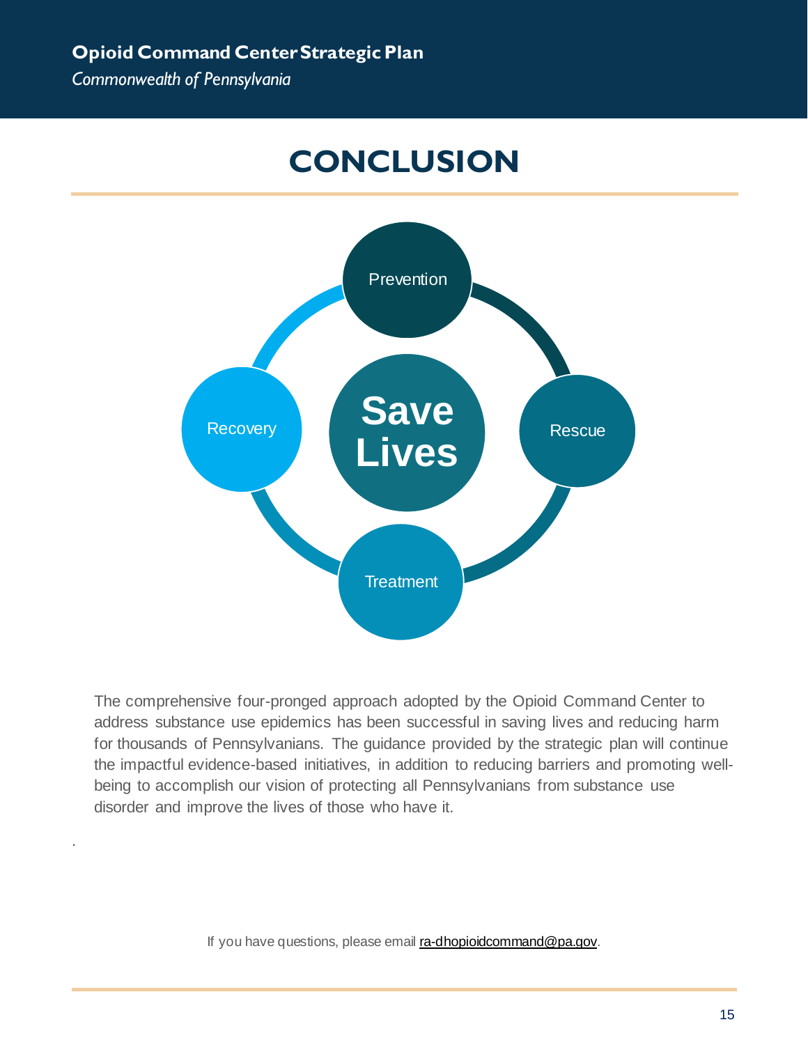# CONCLUSION

Prevention

Rescue

Treatment

Recovery

Save Lives

The comprehensive four-pronged approach adopted by the Opioid Command Center to address substance use epidemics has been successful in saving lives and reducing harm for thousands of Pennsylvanians. The guidance provided by the strategic plan will continue the impactful evidence-based initiatives, in addition to reducing barriers and promoting well-being to accomplish our vision of protecting all Pennsylvanians from substance use disorder and improve the lives of those who have it.

If you have questions, please email ra-dhopioidcommand@pa.gov.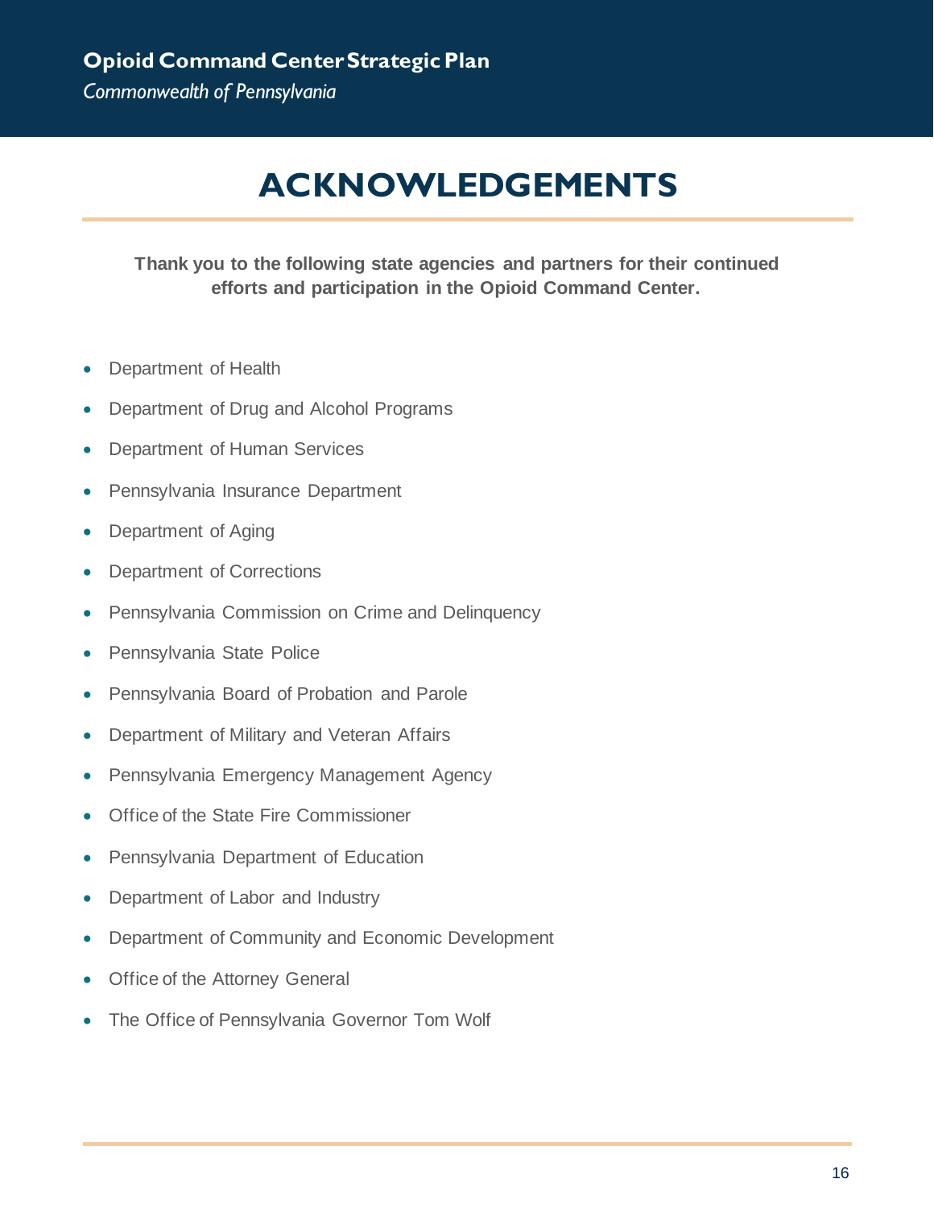# ACKNOWLEDGEMENTS

**Thank you to the following state agencies and partners for their continued efforts and participation in the Opioid Command Center.**

- Department of Health
- Department of Drug and Alcohol Programs
- Department of Human Services
- Pennsylvania Insurance Department
- Department of Aging
- Department of Corrections
- Pennsylvania Commission on Crime and Delinquency
- Pennsylvania State Police
- Pennsylvania Board of Probation and Parole
- Department of Military and Veteran Affairs
- Pennsylvania Emergency Management Agency
- Office of the State Fire Commissioner
- Pennsylvania Department of Education
- Department of Labor and Industry
- Department of Community and Economic Development
- Office of the Attorney General
- The Office of Pennsylvania Governor Tom Wolf